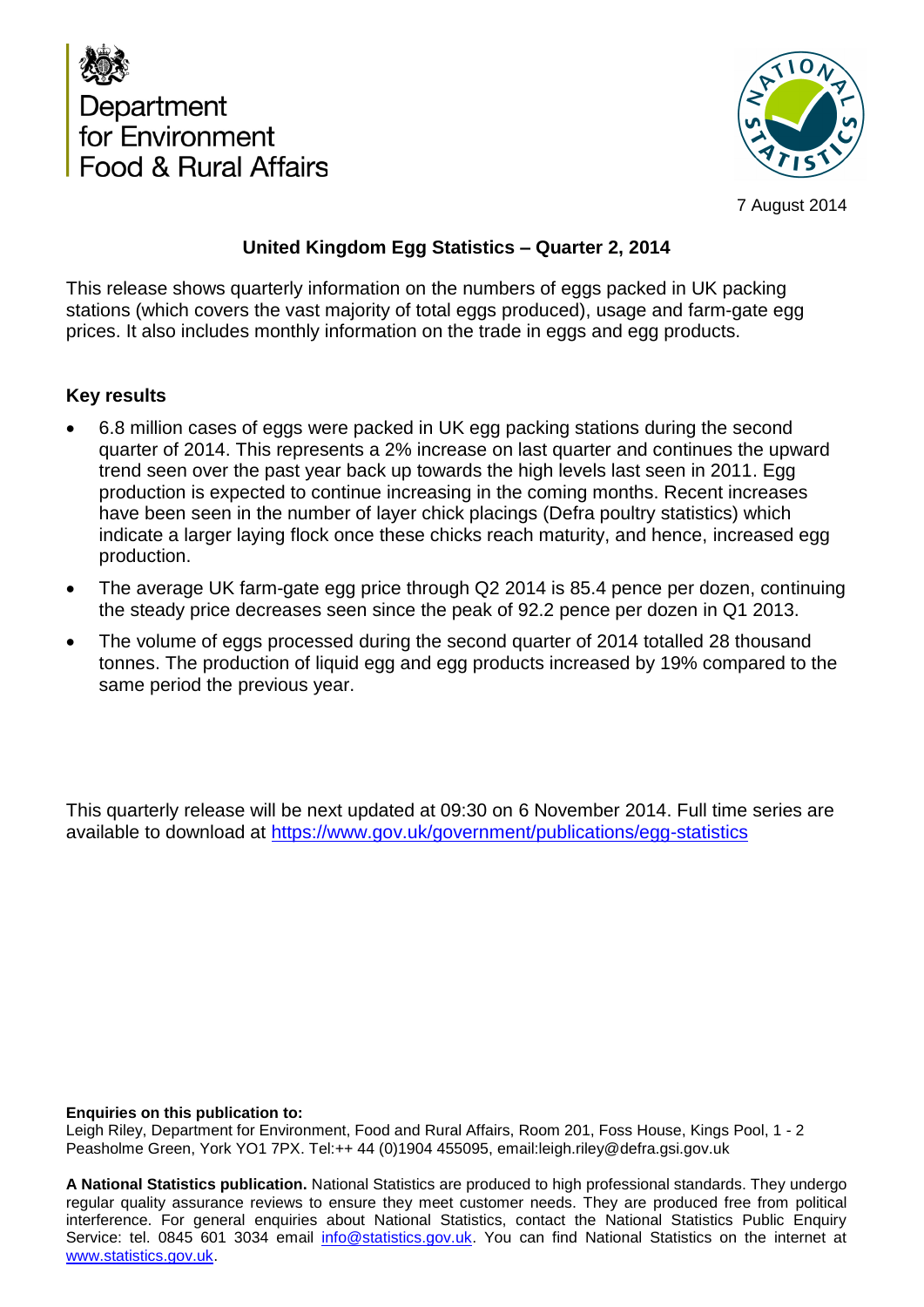Department for Environment Food & Rural Affairs

7 August 2014

# United Kingdom Egg Statistics – Quarter 2, 2014

This release shows quarterly information on the numbers of eggs packed in UK packing stations (which covers the vast majority of total eggs produced), usage and farm-gate egg prices. It also includes monthly information on the trade in eggs and egg products.

## Key results

- 6.8 million cases of eggs were packed in UK egg packing stations during the second quarter of 2014. This represents a 2% increase on last quarter and continues the upward trend seen over the past year back up towards the high levels last seen in 2011. Egg production is expected to continue increasing in the coming months. Recent increases have been seen in the number of layer chick placings (Defra poultry statistics) which indicate a larger laying flock once these chicks reach maturity, and hence, increased egg production.
- The average UK farm-gate egg price through Q2 2014 is 85.4 pence per dozen, continuing the steady price decreases seen since the peak of 92.2 pence per dozen in Q1 2013.
- The volume of eggs processed during the second quarter of 2014 totalled 28 thousand tonnes. The production of liquid egg and egg products increased by 19% compared to the same period the previous year.

This quarterly release will be next updated at 09:30 on 6 November 2014. Full time series are available to download at https://www.gov.uk/government/publications/egg-statistics

**Enquiries on this publication to:**
Leigh Riley, Department for Environment, Food and Rural Affairs, Room 201, Foss House, Kings Pool, 1 - 2 Peasholme Green, York YO1 7PX. Tel:++ 44 (0)1904 455095, email:leigh.riley@defra.gsi.gov.uk

**A National Statistics publication.** National Statistics are produced to high professional standards. They undergo regular quality assurance reviews to ensure they meet customer needs. They are produced free from political interference. For general enquiries about National Statistics, contact the National Statistics Public Enquiry Service: tel. 0845 601 3034 email info@statistics.gov.uk. You can find National Statistics on the internet at www.statistics.gov.uk.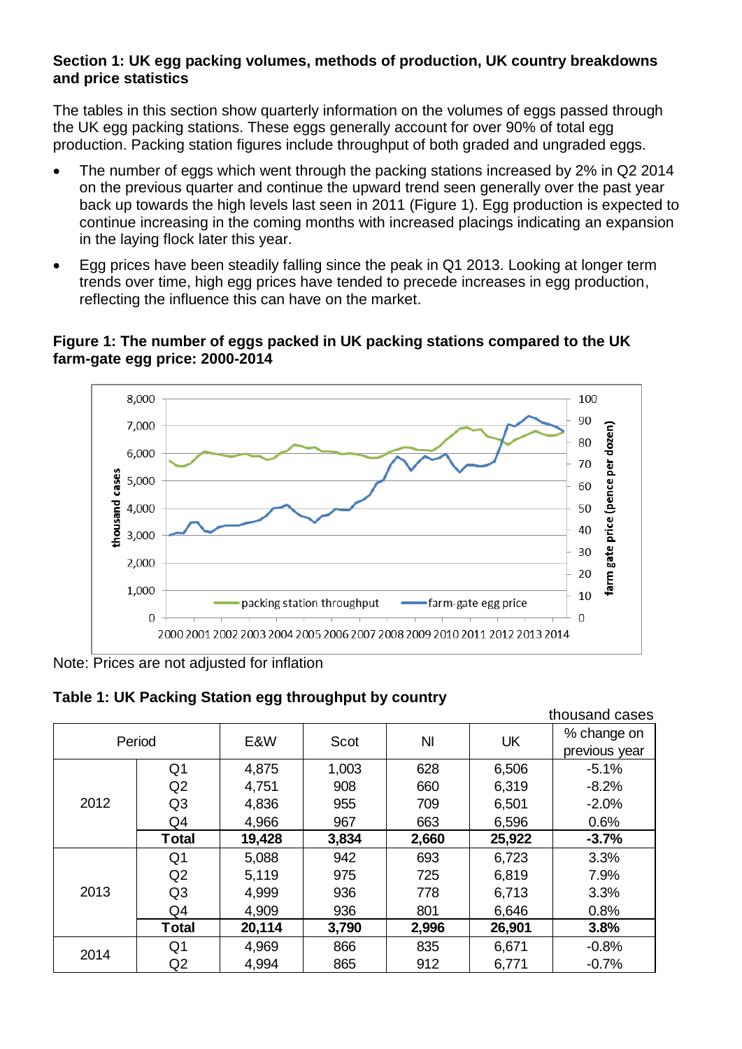**Section 1: UK egg packing volumes, methods of production, UK country breakdowns and price statistics**

The tables in this section show quarterly information on the volumes of eggs passed through the UK egg packing stations. These eggs generally account for over 90% of total egg production. Packing station figures include throughput of both graded and ungraded eggs.

- The number of eggs which went through the packing stations increased by 2% in Q2 2014 on the previous quarter and continue the upward trend seen generally over the past year back up towards the high levels last seen in 2011 (Figure 1). Egg production is expected to continue increasing in the coming months with increased placings indicating an expansion in the laying flock later this year.
- Egg prices have been steadily falling since the peak in Q1 2013. Looking at longer term trends over time, high egg prices have tended to precede increases in egg production, reflecting the influence this can have on the market.

**Figure 1: The number of eggs packed in UK packing stations compared to the UK farm-gate egg price: 2000-2014**

Note: Prices are not adjusted for inflation

**Table 1: UK Packing Station egg throughput by country**

thousand cases

| Period | | E&W | Scot | NI | UK | % change on previous year |
|---|---|---|---|---|---|---|
| 2012 | Q1 | 4,875 | 1,003 | 628 | 6,506 | -5.1% |
| | Q2 | 4,751 | 908 | 660 | 6,319 | -8.2% |
| | Q3 | 4,836 | 955 | 709 | 6,501 | -2.0% |
| | Q4 | 4,966 | 967 | 663 | 6,596 | 0.6% |
| | **Total** | **19,428** | **3,834** | **2,660** | **25,922** | **-3.7%** |
| 2013 | Q1 | 5,088 | 942 | 693 | 6,723 | 3.3% |
| | Q2 | 5,119 | 975 | 725 | 6,819 | 7.9% |
| | Q3 | 4,999 | 936 | 778 | 6,713 | 3.3% |
| | Q4 | 4,909 | 936 | 801 | 6,646 | 0.8% |
| | **Total** | **20,114** | **3,790** | **2,996** | **26,901** | **3.8%** |
| 2014 | Q1 | 4,969 | 866 | 835 | 6,671 | -0.8% |
| | Q2 | 4,994 | 865 | 912 | 6,771 | -0.7% |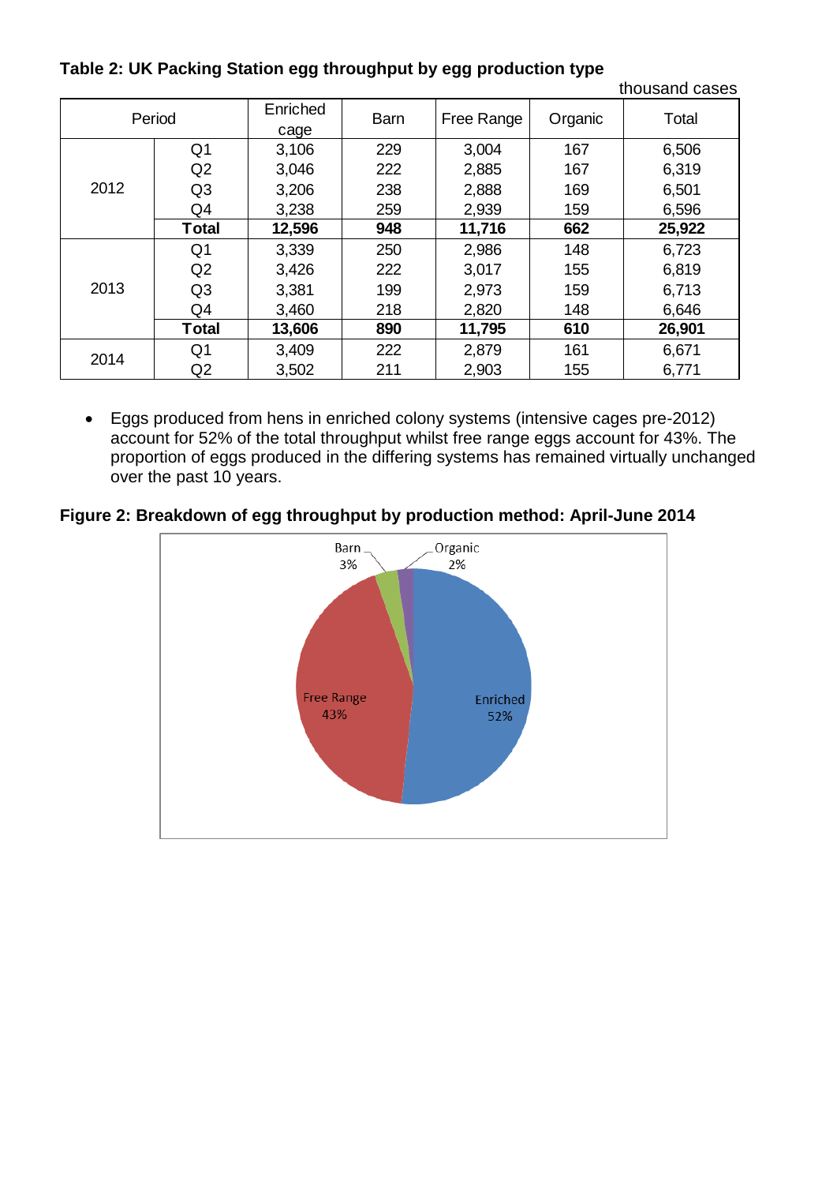**Table 2: UK Packing Station egg throughput by egg production type**

thousand cases

| Period | | Enriched cage | Barn | Free Range | Organic | Total |
|---|---|---|---|---|---|---|
| 2012 | Q1 | 3,106 | 229 | 3,004 | 167 | 6,506 |
| | Q2 | 3,046 | 222 | 2,885 | 167 | 6,319 |
| | Q3 | 3,206 | 238 | 2,888 | 169 | 6,501 |
| | Q4 | 3,238 | 259 | 2,939 | 159 | 6,596 |
| | **Total** | **12,596** | **948** | **11,716** | **662** | **25,922** |
| 2013 | Q1 | 3,339 | 250 | 2,986 | 148 | 6,723 |
| | Q2 | 3,426 | 222 | 3,017 | 155 | 6,819 |
| | Q3 | 3,381 | 199 | 2,973 | 159 | 6,713 |
| | Q4 | 3,460 | 218 | 2,820 | 148 | 6,646 |
| | **Total** | **13,606** | **890** | **11,795** | **610** | **26,901** |
| 2014 | Q1 | 3,409 | 222 | 2,879 | 161 | 6,671 |
| | Q2 | 3,502 | 211 | 2,903 | 155 | 6,771 |

- Eggs produced from hens in enriched colony systems (intensive cages pre-2012) account for 52% of the total throughput whilst free range eggs account for 43%. The proportion of eggs produced in the differing systems has remained virtually unchanged over the past 10 years.

**Figure 2: Breakdown of egg throughput by production method: April-June 2014**

| Production method | Share |
|---|---|
| Enriched | 52% |
| Free Range | 43% |
| Barn | 3% |
| Organic | 2% |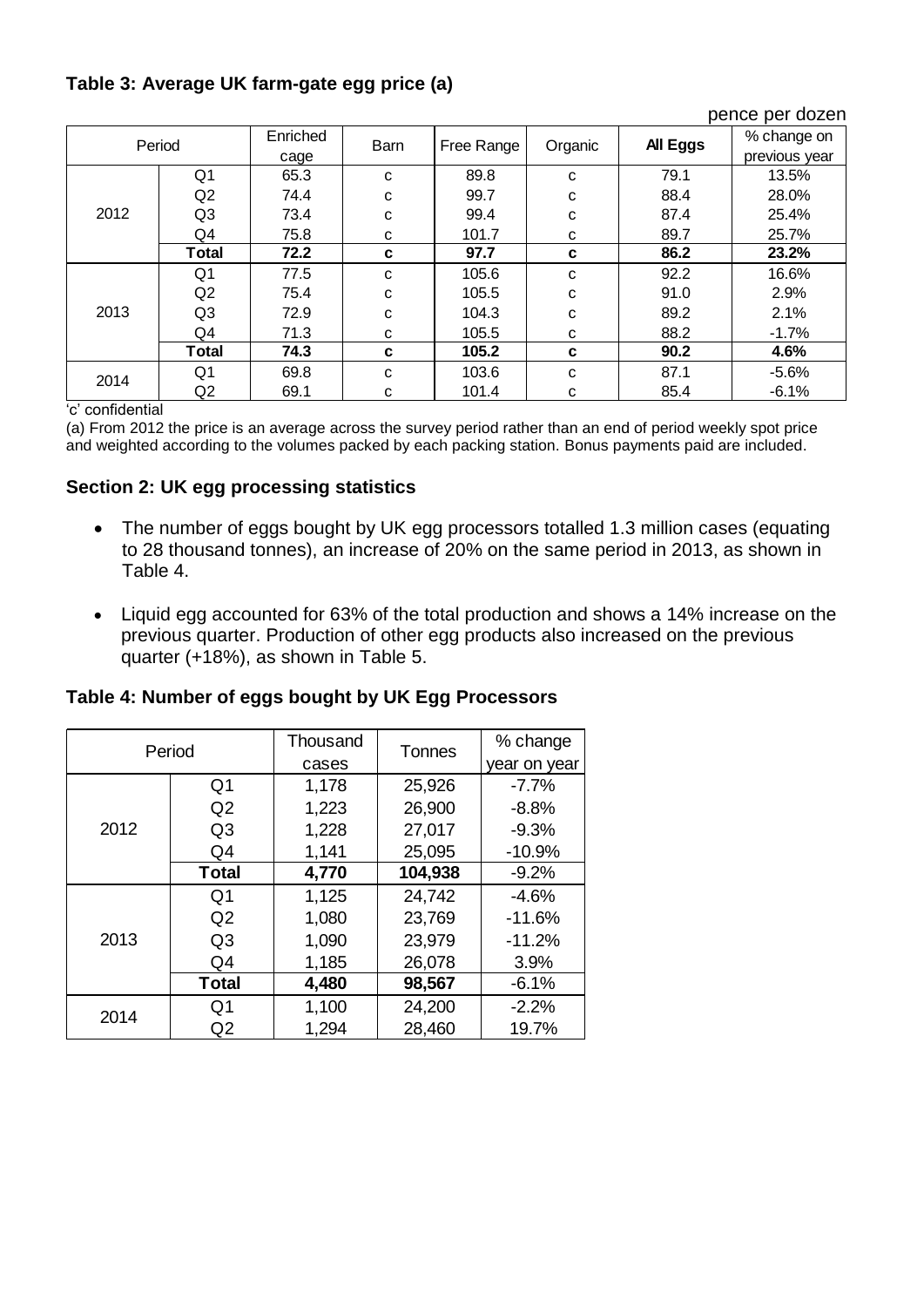**Table 3: Average UK farm-gate egg price (a)**

pence per dozen

| Period | | Enriched cage | Barn | Free Range | Organic | All Eggs | % change on previous year |
|---|---|---|---|---|---|---|---|
| 2012 | Q1 | 65.3 | c | 89.8 | c | 79.1 | 13.5% |
| | Q2 | 74.4 | c | 99.7 | c | 88.4 | 28.0% |
| | Q3 | 73.4 | c | 99.4 | c | 87.4 | 25.4% |
| | Q4 | 75.8 | c | 101.7 | c | 89.7 | 25.7% |
| | **Total** | **72.2** | **c** | **97.7** | **c** | **86.2** | **23.2%** |
| 2013 | Q1 | 77.5 | c | 105.6 | c | 92.2 | 16.6% |
| | Q2 | 75.4 | c | 105.5 | c | 91.0 | 2.9% |
| | Q3 | 72.9 | c | 104.3 | c | 89.2 | 2.1% |
| | Q4 | 71.3 | c | 105.5 | c | 88.2 | -1.7% |
| | **Total** | **74.3** | **c** | **105.2** | **c** | **90.2** | **4.6%** |
| 2014 | Q1 | 69.8 | c | 103.6 | c | 87.1 | -5.6% |
| | Q2 | 69.1 | c | 101.4 | c | 85.4 | -6.1% |

'c' confidential

(a) From 2012 the price is an average across the survey period rather than an end of period weekly spot price and weighted according to the volumes packed by each packing station. Bonus payments paid are included.

**Section 2: UK egg processing statistics**

- The number of eggs bought by UK egg processors totalled 1.3 million cases (equating to 28 thousand tonnes), an increase of 20% on the same period in 2013, as shown in Table 4.
- Liquid egg accounted for 63% of the total production and shows a 14% increase on the previous quarter. Production of other egg products also increased on the previous quarter (+18%), as shown in Table 5.

**Table 4: Number of eggs bought by UK Egg Processors**

| Period | | Thousand cases | Tonnes | % change year on year |
|---|---|---|---|---|
| 2012 | Q1 | 1,178 | 25,926 | -7.7% |
| | Q2 | 1,223 | 26,900 | -8.8% |
| | Q3 | 1,228 | 27,017 | -9.3% |
| | Q4 | 1,141 | 25,095 | -10.9% |
| | **Total** | **4,770** | **104,938** | **-9.2%** |
| 2013 | Q1 | 1,125 | 24,742 | -4.6% |
| | Q2 | 1,080 | 23,769 | -11.6% |
| | Q3 | 1,090 | 23,979 | -11.2% |
| | Q4 | 1,185 | 26,078 | 3.9% |
| | **Total** | **4,480** | **98,567** | **-6.1%** |
| 2014 | Q1 | 1,100 | 24,200 | -2.2% |
| | Q2 | 1,294 | 28,460 | 19.7% |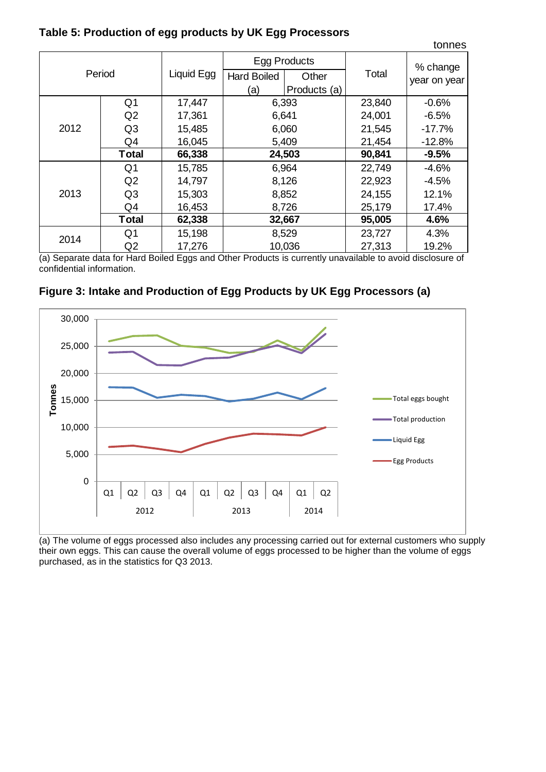### Table 5: Production of egg products by UK Egg Processors

tonnes

| Period | | Liquid Egg | Egg Products: Hard Boiled (a) / Other Products (a) | Total | % change year on year |
|---|---|---|---|---|---|
| 2012 | Q1 | 17,447 | 6,393 | 23,840 | -0.6% |
| | Q2 | 17,361 | 6,641 | 24,001 | -6.5% |
| | Q3 | 15,485 | 6,060 | 21,545 | -17.7% |
| | Q4 | 16,045 | 5,409 | 21,454 | -12.8% |
| | **Total** | **66,338** | **24,503** | **90,841** | **-9.5%** |
| 2013 | Q1 | 15,785 | 6,964 | 22,749 | -4.6% |
| | Q2 | 14,797 | 8,126 | 22,923 | -4.5% |
| | Q3 | 15,303 | 8,852 | 24,155 | 12.1% |
| | Q4 | 16,453 | 8,726 | 25,179 | 17.4% |
| | **Total** | **62,338** | **32,667** | **95,005** | **4.6%** |
| 2014 | Q1 | 15,198 | 8,529 | 23,727 | 4.3% |
| | Q2 | 17,276 | 10,036 | 27,313 | 19.2% |

(a) Separate data for Hard Boiled Eggs and Other Products is currently unavailable to avoid disclosure of confidential information.

### Figure 3: Intake and Production of Egg Products by UK Egg Processors (a)

(a) The volume of eggs processed also includes any processing carried out for external customers who supply their own eggs. This can cause the overall volume of eggs processed to be higher than the volume of eggs purchased, as in the statistics for Q3 2013.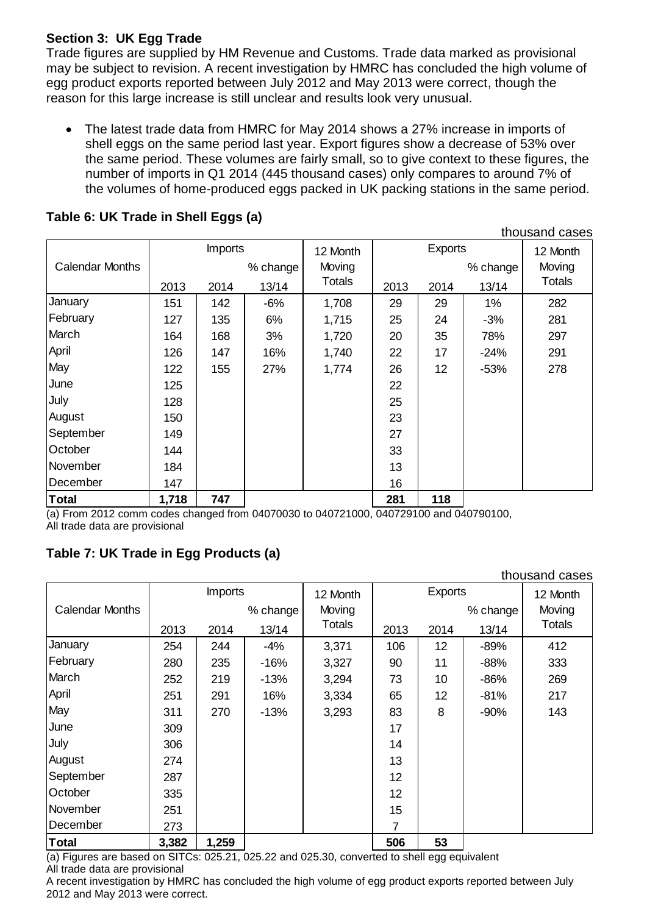### Section 3: UK Egg Trade

Trade figures are supplied by HM Revenue and Customs. Trade data marked as provisional may be subject to revision. A recent investigation by HMRC has concluded the high volume of egg product exports reported between July 2012 and May 2013 were correct, though the reason for this large increase is still unclear and results look very unusual.

- The latest trade data from HMRC for May 2014 shows a 27% increase in imports of shell eggs on the same period last year. Export figures show a decrease of 53% over the same period. These volumes are fairly small, so to give context to these figures, the number of imports in Q1 2014 (445 thousand cases) only compares to around 7% of the volumes of home-produced eggs packed in UK packing stations in the same period.

**Table 6: UK Trade in Shell Eggs (a)**

thousand cases

| Calendar Months | Imports | | | 12 Month Moving Totals | Exports | | | 12 Month Moving Totals |
|---|---|---|---|---|---|---|---|---|
| | 2013 | 2014 | % change 13/14 | | 2013 | 2014 | % change 13/14 | |
| January | 151 | 142 | -6% | 1,708 | 29 | 29 | 1% | 282 |
| February | 127 | 135 | 6% | 1,715 | 25 | 24 | -3% | 281 |
| March | 164 | 168 | 3% | 1,720 | 20 | 35 | 78% | 297 |
| April | 126 | 147 | 16% | 1,740 | 22 | 17 | -24% | 291 |
| May | 122 | 155 | 27% | 1,774 | 26 | 12 | -53% | 278 |
| June | 125 | | | | 22 | | | |
| July | 128 | | | | 25 | | | |
| August | 150 | | | | 23 | | | |
| September | 149 | | | | 27 | | | |
| October | 144 | | | | 33 | | | |
| November | 184 | | | | 13 | | | |
| December | 147 | | | | 16 | | | |
| **Total** | **1,718** | **747** | | | **281** | **118** | | |

(a) From 2012 comm codes changed from 04070030 to 040721000, 040729100 and 040790100,
All trade data are provisional

**Table 7: UK Trade in Egg Products (a)**

thousand cases

| Calendar Months | Imports | | | 12 Month Moving Totals | Exports | | | 12 Month Moving Totals |
|---|---|---|---|---|---|---|---|---|
| | 2013 | 2014 | % change 13/14 | | 2013 | 2014 | % change 13/14 | |
| January | 254 | 244 | -4% | 3,371 | 106 | 12 | -89% | 412 |
| February | 280 | 235 | -16% | 3,327 | 90 | 11 | -88% | 333 |
| March | 252 | 219 | -13% | 3,294 | 73 | 10 | -86% | 269 |
| April | 251 | 291 | 16% | 3,334 | 65 | 12 | -81% | 217 |
| May | 311 | 270 | -13% | 3,293 | 83 | 8 | -90% | 143 |
| June | 309 | | | | 17 | | | |
| July | 306 | | | | 14 | | | |
| August | 274 | | | | 13 | | | |
| September | 287 | | | | 12 | | | |
| October | 335 | | | | 12 | | | |
| November | 251 | | | | 15 | | | |
| December | 273 | | | | 7 | | | |
| **Total** | **3,382** | **1,259** | | | **506** | **53** | | |

(a) Figures are based on SITCs: 025.21, 025.22 and 025.30, converted to shell egg equivalent
All trade data are provisional
A recent investigation by HMRC has concluded the high volume of egg product exports reported between July 2012 and May 2013 were correct.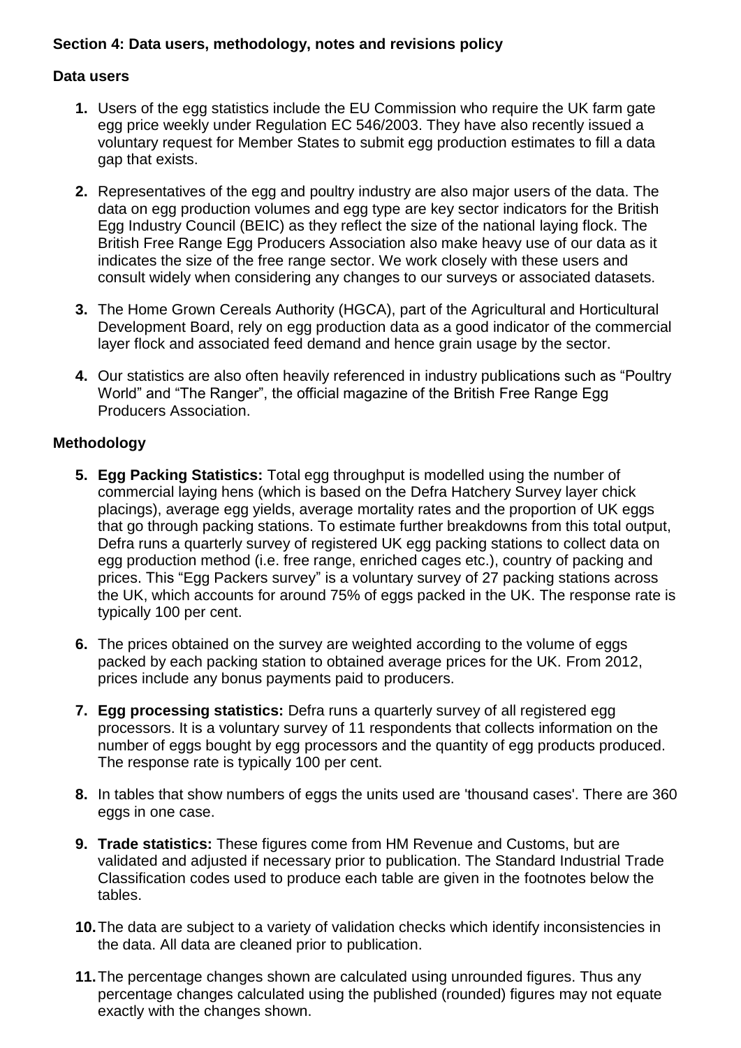**Section 4: Data users, methodology, notes and revisions policy**

**Data users**

1. Users of the egg statistics include the EU Commission who require the UK farm gate egg price weekly under Regulation EC 546/2003. They have also recently issued a voluntary request for Member States to submit egg production estimates to fill a data gap that exists.

2. Representatives of the egg and poultry industry are also major users of the data. The data on egg production volumes and egg type are key sector indicators for the British Egg Industry Council (BEIC) as they reflect the size of the national laying flock. The British Free Range Egg Producers Association also make heavy use of our data as it indicates the size of the free range sector. We work closely with these users and consult widely when considering any changes to our surveys or associated datasets.

3. The Home Grown Cereals Authority (HGCA), part of the Agricultural and Horticultural Development Board, rely on egg production data as a good indicator of the commercial layer flock and associated feed demand and hence grain usage by the sector.

4. Our statistics are also often heavily referenced in industry publications such as "Poultry World" and "The Ranger", the official magazine of the British Free Range Egg Producers Association.

**Methodology**

5. **Egg Packing Statistics:** Total egg throughput is modelled using the number of commercial laying hens (which is based on the Defra Hatchery Survey layer chick placings), average egg yields, average mortality rates and the proportion of UK eggs that go through packing stations. To estimate further breakdowns from this total output, Defra runs a quarterly survey of registered UK egg packing stations to collect data on egg production method (i.e. free range, enriched cages etc.), country of packing and prices. This "Egg Packers survey" is a voluntary survey of 27 packing stations across the UK, which accounts for around 75% of eggs packed in the UK. The response rate is typically 100 per cent.

6. The prices obtained on the survey are weighted according to the volume of eggs packed by each packing station to obtained average prices for the UK. From 2012, prices include any bonus payments paid to producers.

7. **Egg processing statistics:** Defra runs a quarterly survey of all registered egg processors. It is a voluntary survey of 11 respondents that collects information on the number of eggs bought by egg processors and the quantity of egg products produced. The response rate is typically 100 per cent.

8. In tables that show numbers of eggs the units used are 'thousand cases'. There are 360 eggs in one case.

9. **Trade statistics:** These figures come from HM Revenue and Customs, but are validated and adjusted if necessary prior to publication. The Standard Industrial Trade Classification codes used to produce each table are given in the footnotes below the tables.

10. The data are subject to a variety of validation checks which identify inconsistencies in the data. All data are cleaned prior to publication.

11. The percentage changes shown are calculated using unrounded figures. Thus any percentage changes calculated using the published (rounded) figures may not equate exactly with the changes shown.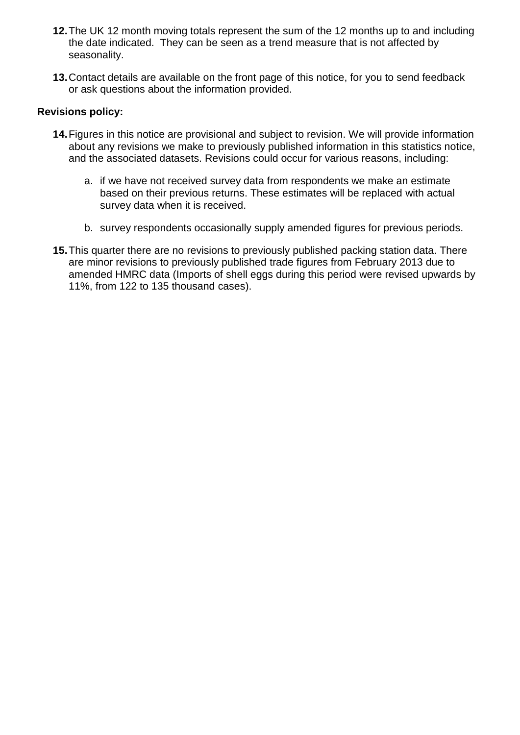**12.** The UK 12 month moving totals represent the sum of the 12 months up to and including the date indicated. They can be seen as a trend measure that is not affected by seasonality.

**13.** Contact details are available on the front page of this notice, for you to send feedback or ask questions about the information provided.

**Revisions policy:**

**14.** Figures in this notice are provisional and subject to revision. We will provide information about any revisions we make to previously published information in this statistics notice, and the associated datasets. Revisions could occur for various reasons, including:

   a. if we have not received survey data from respondents we make an estimate based on their previous returns. These estimates will be replaced with actual survey data when it is received.

   b. survey respondents occasionally supply amended figures for previous periods.

**15.** This quarter there are no revisions to previously published packing station data. There are minor revisions to previously published trade figures from February 2013 due to amended HMRC data (Imports of shell eggs during this period were revised upwards by 11%, from 122 to 135 thousand cases).